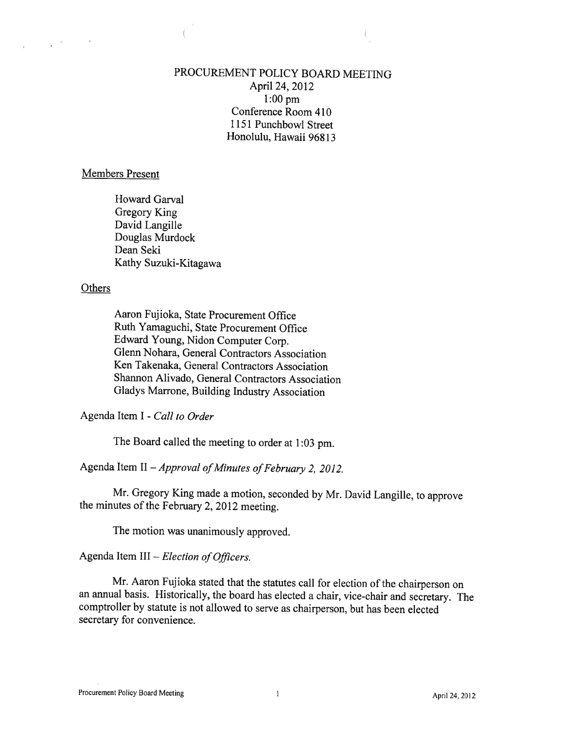# PROCUREMENT POLICY BOARD MEETING

April 24, 2012
1:00 pm
Conference Room 410
1151 Punchbowl Street
Honolulu, Hawaii 96813

## Members Present

Howard Garval
Gregory King
David Langille
Douglas Murdock
Dean Seki
Kathy Suzuki-Kitagawa

## Others

Aaron Fujioka, State Procurement Office
Ruth Yamaguchi, State Procurement Office
Edward Young, Nidon Computer Corp.
Glenn Nohara, General Contractors Association
Ken Takenaka, General Contractors Association
Shannon Alivado, General Contractors Association
Gladys Marrone, Building Industry Association

Agenda Item I - *Call to Order*

The Board called the meeting to order at 1:03 pm.

Agenda Item II – *Approval of Minutes of February 2, 2012.*

Mr. Gregory King made a motion, seconded by Mr. David Langille, to approve the minutes of the February 2, 2012 meeting.

The motion was unanimously approved.

Agenda Item III – *Election of Officers.*

Mr. Aaron Fujioka stated that the statutes call for election of the chairperson on an annual basis. Historically, the board has elected a chair, vice-chair and secretary. The comptroller by statute is not allowed to serve as chairperson, but has been elected secretary for convenience.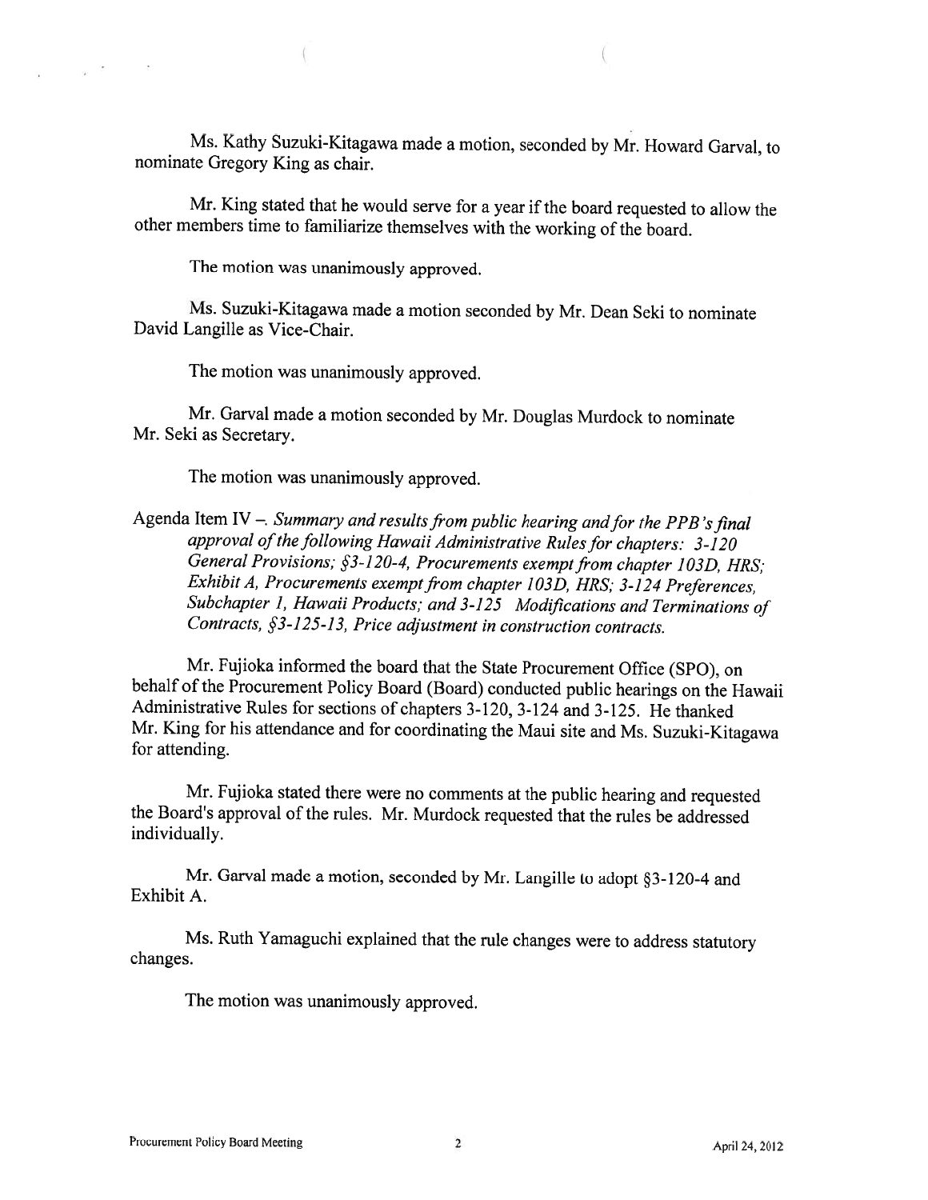Ms. Kathy Suzuki-Kitagawa made a motion, seconded by Mr. Howard Garval, to nominate Gregory King as chair.

Mr. King stated that he would serve for a year if the board requested to allow the other members time to familiarize themselves with the working of the board.

The motion was unanimously approved.

Ms. Suzuki-Kitagawa made a motion seconded by Mr. Dean Seki to nominate David Langille as Vice-Chair.

The motion was unanimously approved.

Mr. Garval made a motion seconded by Mr. Douglas Murdock to nominate Mr. Seki as Secretary.

The motion was unanimously approved.

Agenda Item IV –. *Summary and results from public hearing and for the PPB's final approval of the following Hawaii Administrative Rules for chapters: 3-120 General Provisions; §3-120-4, Procurements exempt from chapter 103D, HRS; Exhibit A, Procurements exempt from chapter 103D, HRS; 3-124 Preferences, Subchapter 1, Hawaii Products; and 3-125 Modifications and Terminations of Contracts, §3-125-13, Price adjustment in construction contracts.*

Mr. Fujioka informed the board that the State Procurement Office (SPO), on behalf of the Procurement Policy Board (Board) conducted public hearings on the Hawaii Administrative Rules for sections of chapters 3-120, 3-124 and 3-125. He thanked Mr. King for his attendance and for coordinating the Maui site and Ms. Suzuki-Kitagawa for attending.

Mr. Fujioka stated there were no comments at the public hearing and requested the Board's approval of the rules. Mr. Murdock requested that the rules be addressed individually.

Mr. Garval made a motion, seconded by Mr. Langille to adopt §3-120-4 and Exhibit A.

Ms. Ruth Yamaguchi explained that the rule changes were to address statutory changes.

The motion was unanimously approved.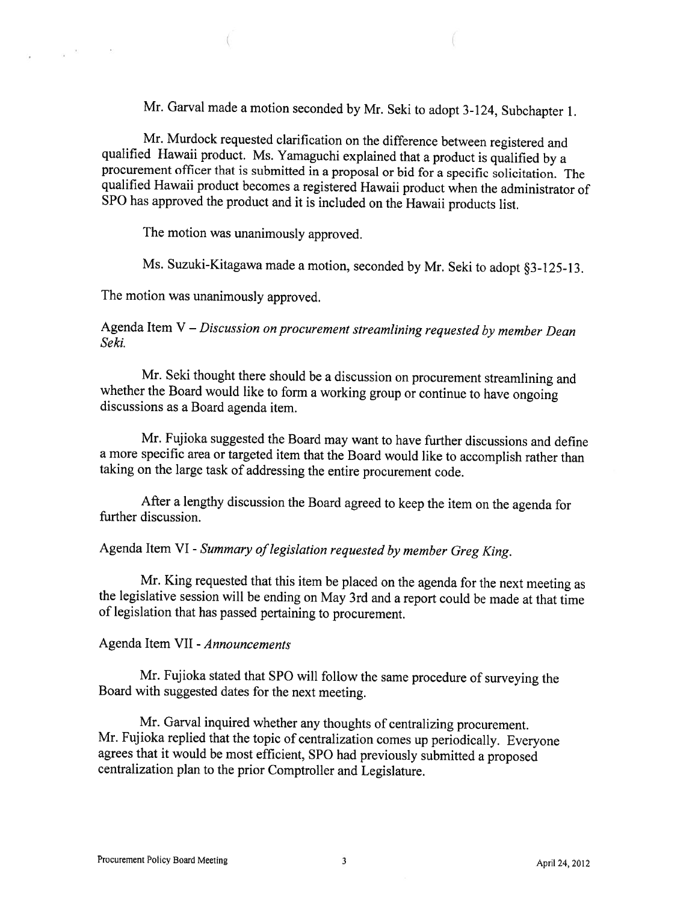Mr. Garval made a motion seconded by Mr. Seki to adopt 3-124, Subchapter 1.

Mr. Murdock requested clarification on the difference between registered and qualified Hawaii product. Ms. Yamaguchi explained that a product is qualified by a procurement officer that is submitted in a proposal or bid for a specific solicitation. The qualified Hawaii product becomes a registered Hawaii product when the administrator of SPO has approved the product and it is included on the Hawaii products list.

The motion was unanimously approved.

Ms. Suzuki-Kitagawa made a motion, seconded by Mr. Seki to adopt §3-125-13.

The motion was unanimously approved.

Agenda Item V – *Discussion on procurement streamlining requested by member Dean Seki.*

Mr. Seki thought there should be a discussion on procurement streamlining and whether the Board would like to form a working group or continue to have ongoing discussions as a Board agenda item.

Mr. Fujioka suggested the Board may want to have further discussions and define a more specific area or targeted item that the Board would like to accomplish rather than taking on the large task of addressing the entire procurement code.

After a lengthy discussion the Board agreed to keep the item on the agenda for further discussion.

Agenda Item VI - *Summary of legislation requested by member Greg King.*

Mr. King requested that this item be placed on the agenda for the next meeting as the legislative session will be ending on May 3rd and a report could be made at that time of legislation that has passed pertaining to procurement.

Agenda Item VII - *Announcements*

Mr. Fujioka stated that SPO will follow the same procedure of surveying the Board with suggested dates for the next meeting.

Mr. Garval inquired whether any thoughts of centralizing procurement. Mr. Fujioka replied that the topic of centralization comes up periodically. Everyone agrees that it would be most efficient, SPO had previously submitted a proposed centralization plan to the prior Comptroller and Legislature.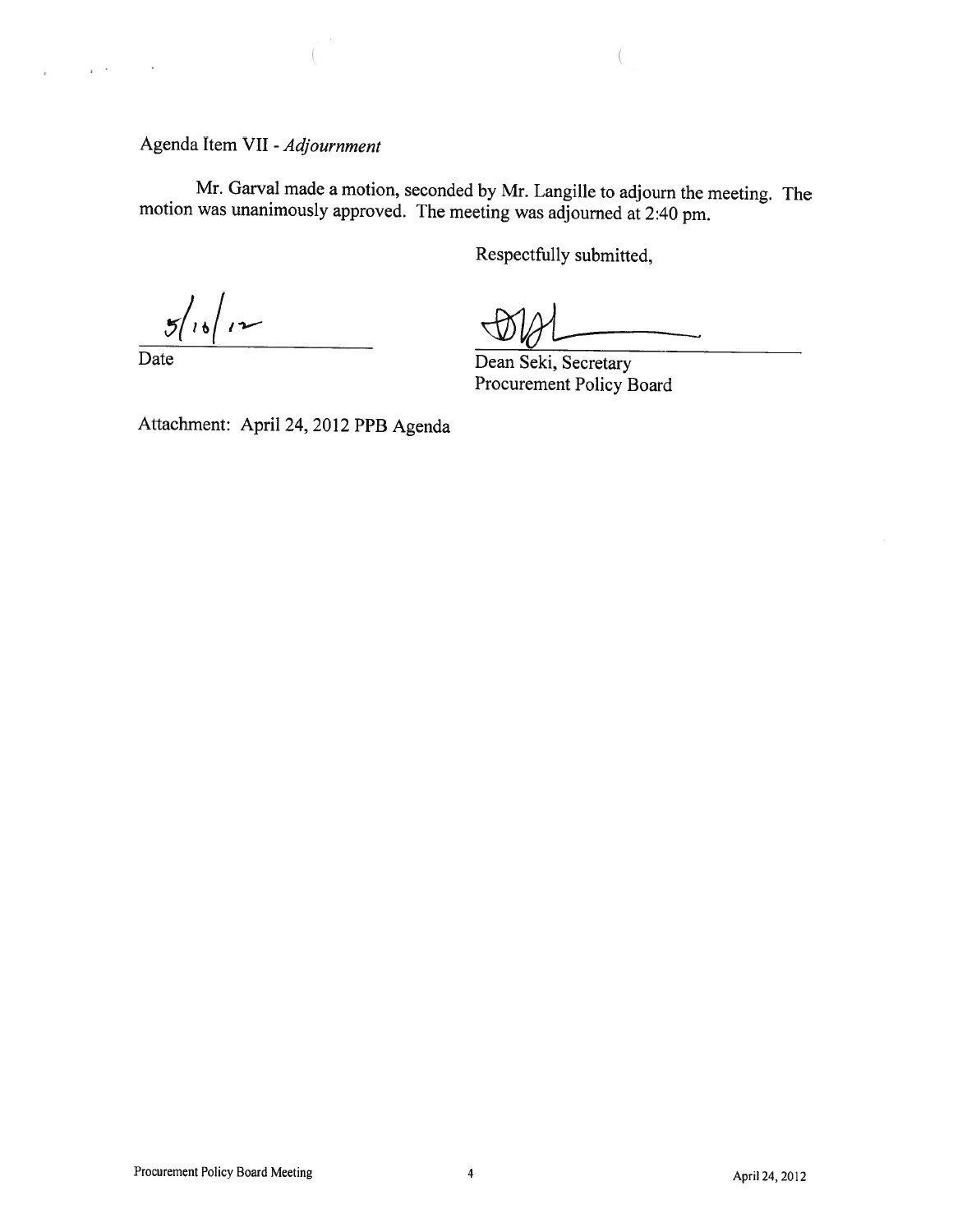Agenda Item VII - *Adjournment*

Mr. Garval made a motion, seconded by Mr. Langille to adjourn the meeting. The motion was unanimously approved. The meeting was adjourned at 2:40 pm.

Respectfully submitted,

5/16/12
Date

Dean Seki, Secretary
Procurement Policy Board

Attachment: April 24, 2012 PPB Agenda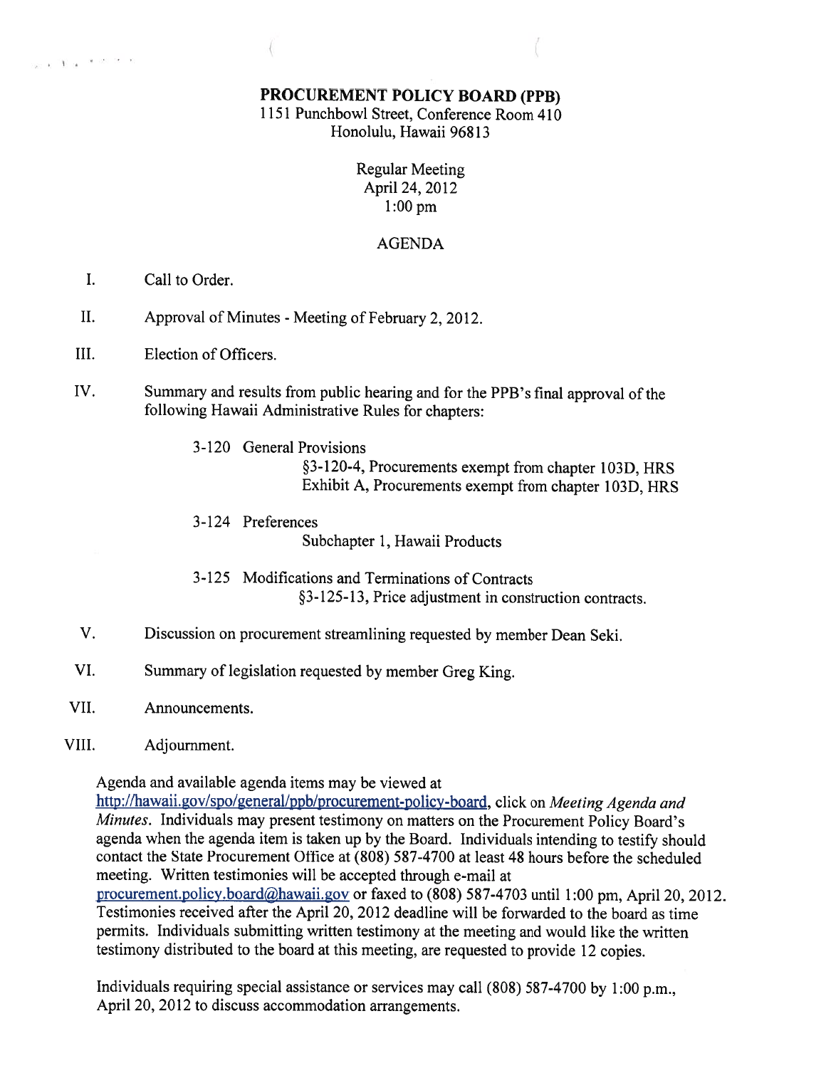**PROCUREMENT POLICY BOARD (PPB)**
1151 Punchbowl Street, Conference Room 410
Honolulu, Hawaii 96813

Regular Meeting
April 24, 2012
1:00 pm

AGENDA

I. Call to Order.

II. Approval of Minutes - Meeting of February 2, 2012.

III. Election of Officers.

IV. Summary and results from public hearing and for the PPB's final approval of the following Hawaii Administrative Rules for chapters:

3-120 General Provisions
§3-120-4, Procurements exempt from chapter 103D, HRS
Exhibit A, Procurements exempt from chapter 103D, HRS

3-124 Preferences
Subchapter 1, Hawaii Products

3-125 Modifications and Terminations of Contracts
§3-125-13, Price adjustment in construction contracts.

V. Discussion on procurement streamlining requested by member Dean Seki.

VI. Summary of legislation requested by member Greg King.

VII. Announcements.

VIII. Adjournment.

Agenda and available agenda items may be viewed at http://hawaii.gov/spo/general/ppb/procurement-policy-board, click on *Meeting Agenda and Minutes*. Individuals may present testimony on matters on the Procurement Policy Board's agenda when the agenda item is taken up by the Board. Individuals intending to testify should contact the State Procurement Office at (808) 587-4700 at least 48 hours before the scheduled meeting. Written testimonies will be accepted through e-mail at procurement.policy.board@hawaii.gov or faxed to (808) 587-4703 until 1:00 pm, April 20, 2012. Testimonies received after the April 20, 2012 deadline will be forwarded to the board as time permits. Individuals submitting written testimony at the meeting and would like the written testimony distributed to the board at this meeting, are requested to provide 12 copies.

Individuals requiring special assistance or services may call (808) 587-4700 by 1:00 p.m., April 20, 2012 to discuss accommodation arrangements.